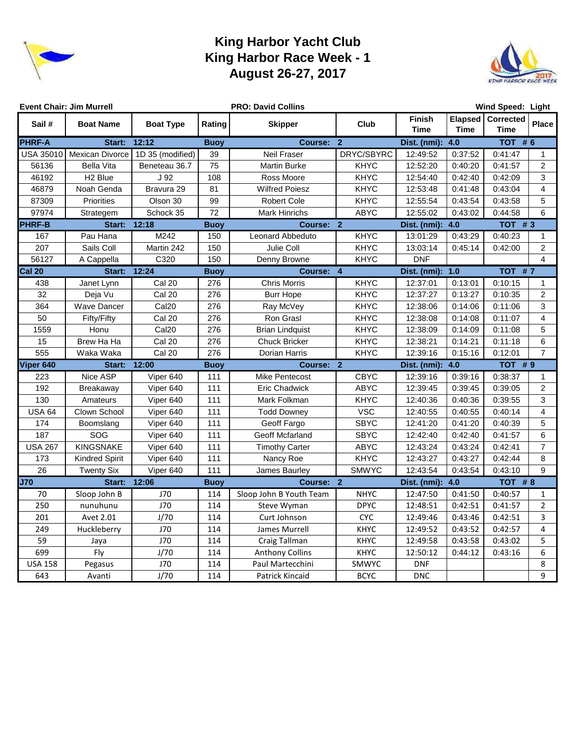# King Harbor Yacht Club
# King Harbor Race Week - 1
# August 26-27, 2017

**Event Chair: Jim Murrell** | **PRO: David Collins** | **Wind Speed: Light**

| Sail # | Boat Name | Boat Type | Rating | Skipper | Club | Finish Time | Elapsed Time | Corrected Time | Place |
|---|---|---|---|---|---|---|---|---|---|
| **PHRF-A** | **Start:** | **12:12** | **Buoy** | **Course:** | **2** | **Dist. (nmi):** | **4.0** | **TOT # 6** | |
| USA 35010 | Mexican Divorce | 1D 35 (modified) | 39 | Neil Fraser | DRYC/SBYRC | 12:49:52 | 0:37:52 | 0:41:47 | 1 |
| 56136 | Bella Vita | Beneteau 36.7 | 75 | Martin Burke | KHYC | 12:52:20 | 0:40:20 | 0:41:57 | 2 |
| 46192 | H2 Blue | J 92 | 108 | Ross Moore | KHYC | 12:54:40 | 0:42:40 | 0:42:09 | 3 |
| 46879 | Noah Genda | Bravura 29 | 81 | Wilfred Poiesz | KHYC | 12:53:48 | 0:41:48 | 0:43:04 | 4 |
| 87309 | Priorities | Olson 30 | 99 | Robert Cole | KHYC | 12:55:54 | 0:43:54 | 0:43:58 | 5 |
| 97974 | Strategem | Schock 35 | 72 | Mark Hinrichs | ABYC | 12:55:02 | 0:43:02 | 0:44:58 | 6 |
| **PHRF-B** | **Start:** | **12:18** | **Buoy** | **Course:** | **2** | **Dist. (nmi):** | **4.0** | **TOT # 3** | |
| 167 | Pau Hana | M242 | 150 | Leonard Abbeduto | KHYC | 13:01:29 | 0:43:29 | 0:40:23 | 1 |
| 207 | Sails Coll | Martin 242 | 150 | Julie Coll | KHYC | 13:03:14 | 0:45:14 | 0:42:00 | 2 |
| 56127 | A Cappella | C320 | 150 | Denny Browne | KHYC | DNF | | | 4 |
| **Cal 20** | **Start:** | **12:24** | **Buoy** | **Course:** | **4** | **Dist. (nmi):** | **1.0** | **TOT # 7** | |
| 438 | Janet Lynn | Cal 20 | 276 | Chris Morris | KHYC | 12:37:01 | 0:13:01 | 0:10:15 | 1 |
| 32 | Deja Vu | Cal 20 | 276 | Burr Hope | KHYC | 12:37:27 | 0:13:27 | 0:10:35 | 2 |
| 364 | Wave Dancer | Cal20 | 276 | Ray McVey | KHYC | 12:38:06 | 0:14:06 | 0:11:06 | 3 |
| 50 | Fifty/Fifty | Cal 20 | 276 | Ron Grasl | KHYC | 12:38:08 | 0:14:08 | 0:11:07 | 4 |
| 1559 | Honu | Cal20 | 276 | Brian Lindquist | KHYC | 12:38:09 | 0:14:09 | 0:11:08 | 5 |
| 15 | Brew Ha Ha | Cal 20 | 276 | Chuck Bricker | KHYC | 12:38:21 | 0:14:21 | 0:11:18 | 6 |
| 555 | Waka Waka | Cal 20 | 276 | Dorian Harris | KHYC | 12:39:16 | 0:15:16 | 0:12:01 | 7 |
| **Viper 640** | **Start:** | **12:00** | **Buoy** | **Course:** | **2** | **Dist. (nmi):** | **4.0** | **TOT # 9** | |
| 223 | Nice ASP | Viper 640 | 111 | Mike Pentecost | CBYC | 12:39:16 | 0:39:16 | 0:38:37 | 1 |
| 192 | Breakaway | Viper 640 | 111 | Eric Chadwick | ABYC | 12:39:45 | 0:39:45 | 0:39:05 | 2 |
| 130 | Amateurs | Viper 640 | 111 | Mark Folkman | KHYC | 12:40:36 | 0:40:36 | 0:39:55 | 3 |
| USA 64 | Clown School | Viper 640 | 111 | Todd Downey | VSC | 12:40:55 | 0:40:55 | 0:40:14 | 4 |
| 174 | Boomslang | Viper 640 | 111 | Geoff Fargo | SBYC | 12:41:20 | 0:41:20 | 0:40:39 | 5 |
| 187 | SOG | Viper 640 | 111 | Geoff Mcfarland | SBYC | 12:42:40 | 0:42:40 | 0:41:57 | 6 |
| USA 267 | KINGSNAKE | Viper 640 | 111 | Timothy Carter | ABYC | 12:43:24 | 0:43:24 | 0:42:41 | 7 |
| 173 | Kindred Spirit | Viper 640 | 111 | Nancy Roe | KHYC | 12:43:27 | 0:43:27 | 0:42:44 | 8 |
| 26 | Twenty Six | Viper 640 | 111 | James Baurley | SMWYC | 12:43:54 | 0:43:54 | 0:43:10 | 9 |
| **J70** | **Start:** | **12:06** | **Buoy** | **Course:** | **2** | **Dist. (nmi):** | **4.0** | **TOT # 8** | |
| 70 | Sloop John B | J70 | 114 | Sloop John B Youth Team | NHYC | 12:47:50 | 0:41:50 | 0:40:57 | 1 |
| 250 | nunuhunu | J70 | 114 | Steve Wyman | DPYC | 12:48:51 | 0:42:51 | 0:41:57 | 2 |
| 201 | Avet 2.01 | J/70 | 114 | Curt Johnson | CYC | 12:49:46 | 0:43:46 | 0:42:51 | 3 |
| 249 | Huckleberry | J70 | 114 | James Murrell | KHYC | 12:49:52 | 0:43:52 | 0:42:57 | 4 |
| 59 | Jaya | J70 | 114 | Craig Tallman | KHYC | 12:49:58 | 0:43:58 | 0:43:02 | 5 |
| 699 | Fly | J/70 | 114 | Anthony Collins | KHYC | 12:50:12 | 0:44:12 | 0:43:16 | 6 |
| USA 158 | Pegasus | J70 | 114 | Paul Martecchini | SMWYC | DNF | | | 8 |
| 643 | Avanti | J/70 | 114 | Patrick Kincaid | BCYC | DNC | | | 9 |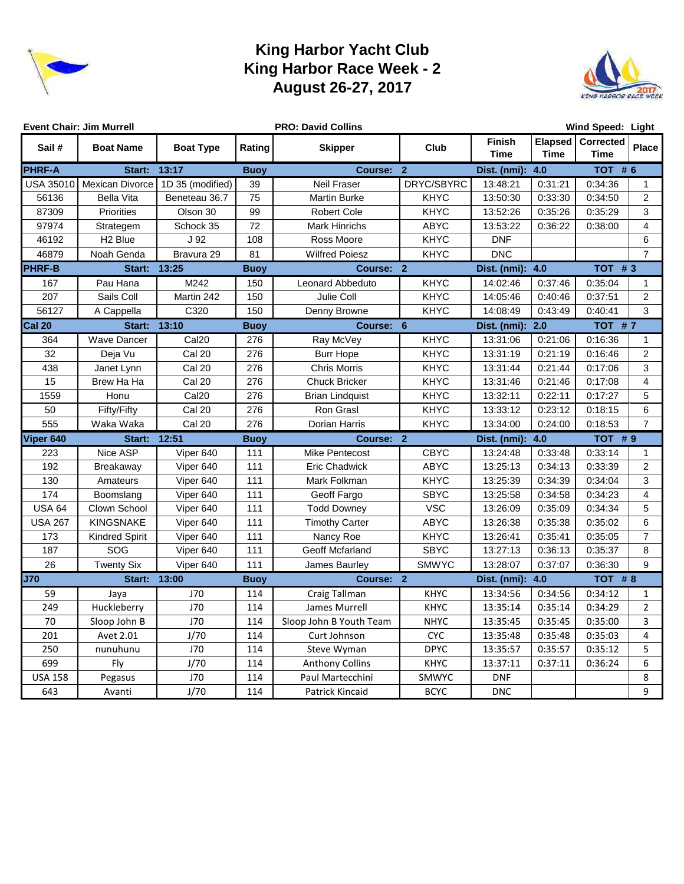# King Harbor Yacht Club
# King Harbor Race Week - 2
# August 26-27, 2017

**Event Chair: Jim Murrell** | **PRO: David Collins** | **Wind Speed: Light**

| Sail # | Boat Name | Boat Type | Rating | Skipper | Club | Finish Time | Elapsed Time | Corrected Time | Place |
|---|---|---|---|---|---|---|---|---|---|
| **PHRF-A** | **Start:** | **13:17** | **Buoy** | **Course:** | **2** | **Dist. (nmi):** | **4.0** | **TOT # 6** | |
| USA 35010 | Mexican Divorce | 1D 35 (modified) | 39 | Neil Fraser | DRYC/SBYRC | 13:48:21 | 0:31:21 | 0:34:36 | 1 |
| 56136 | Bella Vita | Beneteau 36.7 | 75 | Martin Burke | KHYC | 13:50:30 | 0:33:30 | 0:34:50 | 2 |
| 87309 | Priorities | Olson 30 | 99 | Robert Cole | KHYC | 13:52:26 | 0:35:26 | 0:35:29 | 3 |
| 97974 | Strategem | Schock 35 | 72 | Mark Hinrichs | ABYC | 13:53:22 | 0:36:22 | 0:38:00 | 4 |
| 46192 | H2 Blue | J 92 | 108 | Ross Moore | KHYC | DNF | | | 6 |
| 46879 | Noah Genda | Bravura 29 | 81 | Wilfred Poiesz | KHYC | DNC | | | 7 |
| **PHRF-B** | **Start:** | **13:25** | **Buoy** | **Course:** | **2** | **Dist. (nmi):** | **4.0** | **TOT # 3** | |
| 167 | Pau Hana | M242 | 150 | Leonard Abbeduto | KHYC | 14:02:46 | 0:37:46 | 0:35:04 | 1 |
| 207 | Sails Coll | Martin 242 | 150 | Julie Coll | KHYC | 14:05:46 | 0:40:46 | 0:37:51 | 2 |
| 56127 | A Cappella | C320 | 150 | Denny Browne | KHYC | 14:08:49 | 0:43:49 | 0:40:41 | 3 |
| **Cal 20** | **Start:** | **13:10** | **Buoy** | **Course:** | **6** | **Dist. (nmi):** | **2.0** | **TOT # 7** | |
| 364 | Wave Dancer | Cal20 | 276 | Ray McVey | KHYC | 13:31:06 | 0:21:06 | 0:16:36 | 1 |
| 32 | Deja Vu | Cal 20 | 276 | Burr Hope | KHYC | 13:31:19 | 0:21:19 | 0:16:46 | 2 |
| 438 | Janet Lynn | Cal 20 | 276 | Chris Morris | KHYC | 13:31:44 | 0:21:44 | 0:17:06 | 3 |
| 15 | Brew Ha Ha | Cal 20 | 276 | Chuck Bricker | KHYC | 13:31:46 | 0:21:46 | 0:17:08 | 4 |
| 1559 | Honu | Cal20 | 276 | Brian Lindquist | KHYC | 13:32:11 | 0:22:11 | 0:17:27 | 5 |
| 50 | Fifty/Fifty | Cal 20 | 276 | Ron Grasl | KHYC | 13:33:12 | 0:23:12 | 0:18:15 | 6 |
| 555 | Waka Waka | Cal 20 | 276 | Dorian Harris | KHYC | 13:34:00 | 0:24:00 | 0:18:53 | 7 |
| **Viper 640** | **Start:** | **12:51** | **Buoy** | **Course:** | **2** | **Dist. (nmi):** | **4.0** | **TOT # 9** | |
| 223 | Nice ASP | Viper 640 | 111 | Mike Pentecost | CBYC | 13:24:48 | 0:33:48 | 0:33:14 | 1 |
| 192 | Breakaway | Viper 640 | 111 | Eric Chadwick | ABYC | 13:25:13 | 0:34:13 | 0:33:39 | 2 |
| 130 | Amateurs | Viper 640 | 111 | Mark Folkman | KHYC | 13:25:39 | 0:34:39 | 0:34:04 | 3 |
| 174 | Boomslang | Viper 640 | 111 | Geoff Fargo | SBYC | 13:25:58 | 0:34:58 | 0:34:23 | 4 |
| USA 64 | Clown School | Viper 640 | 111 | Todd Downey | VSC | 13:26:09 | 0:35:09 | 0:34:34 | 5 |
| USA 267 | KINGSNAKE | Viper 640 | 111 | Timothy Carter | ABYC | 13:26:38 | 0:35:38 | 0:35:02 | 6 |
| 173 | Kindred Spirit | Viper 640 | 111 | Nancy Roe | KHYC | 13:26:41 | 0:35:41 | 0:35:05 | 7 |
| 187 | SOG | Viper 640 | 111 | Geoff Mcfarland | SBYC | 13:27:13 | 0:36:13 | 0:35:37 | 8 |
| 26 | Twenty Six | Viper 640 | 111 | James Baurley | SMWYC | 13:28:07 | 0:37:07 | 0:36:30 | 9 |
| **J70** | **Start:** | **13:00** | **Buoy** | **Course:** | **2** | **Dist. (nmi):** | **4.0** | **TOT # 8** | |
| 59 | Jaya | J70 | 114 | Craig Tallman | KHYC | 13:34:56 | 0:34:56 | 0:34:12 | 1 |
| 249 | Huckleberry | J70 | 114 | James Murrell | KHYC | 13:35:14 | 0:35:14 | 0:34:29 | 2 |
| 70 | Sloop John B | J70 | 114 | Sloop John B Youth Team | NHYC | 13:35:45 | 0:35:45 | 0:35:00 | 3 |
| 201 | Avet 2.01 | J/70 | 114 | Curt Johnson | CYC | 13:35:48 | 0:35:48 | 0:35:03 | 4 |
| 250 | nunuhunu | J70 | 114 | Steve Wyman | DPYC | 13:35:57 | 0:35:57 | 0:35:12 | 5 |
| 699 | Fly | J/70 | 114 | Anthony Collins | KHYC | 13:37:11 | 0:37:11 | 0:36:24 | 6 |
| USA 158 | Pegasus | J70 | 114 | Paul Martecchini | SMWYC | DNF | | | 8 |
| 643 | Avanti | J/70 | 114 | Patrick Kincaid | BCYC | DNC | | | 9 |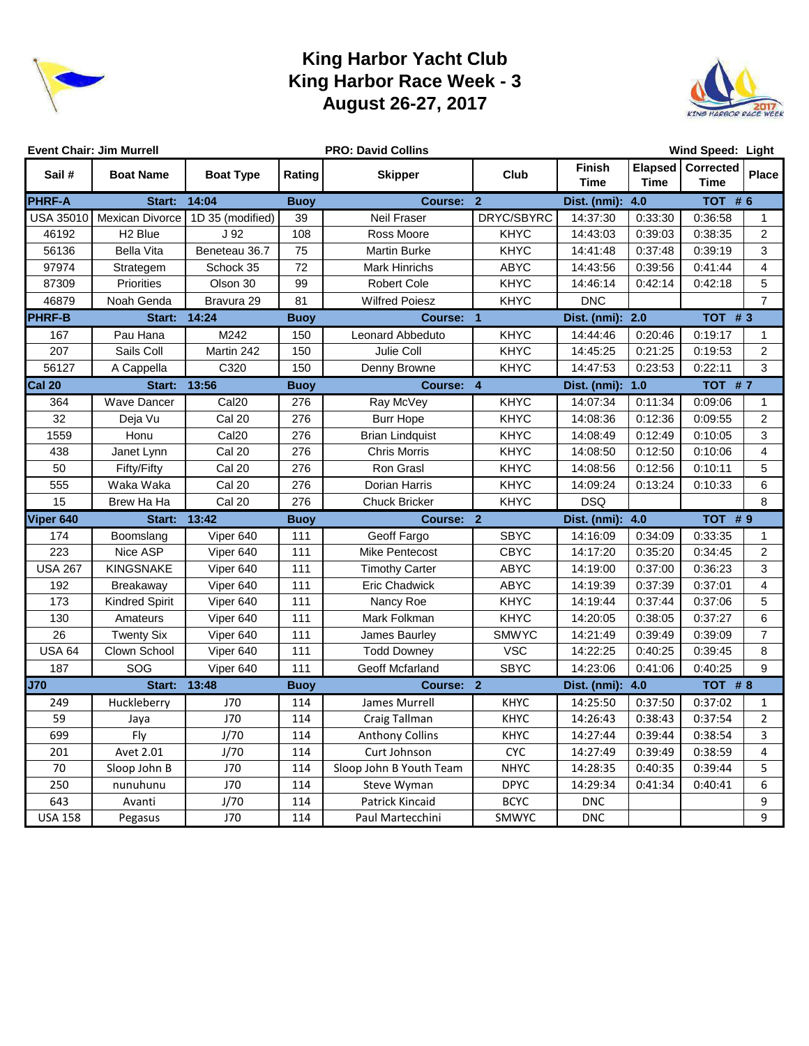# King Harbor Yacht Club
# King Harbor Race Week - 3
# August 26-27, 2017

**Event Chair: Jim Murrell** | **PRO: David Collins** | **Wind Speed: Light**

| Sail # | Boat Name | Boat Type | Rating | Skipper | Club | Finish Time | Elapsed Time | Corrected Time | Place |
|---|---|---|---|---|---|---|---|---|---|
| **PHRF-A** | **Start: 14:04** | | **Buoy** | **Course: 2** | | **Dist. (nmi): 4.0** | | **TOT # 6** | |
| USA 35010 | Mexican Divorce | 1D 35 (modified) | 39 | Neil Fraser | DRYC/SBYRC | 14:37:30 | 0:33:30 | 0:36:58 | 1 |
| 46192 | H2 Blue | J 92 | 108 | Ross Moore | KHYC | 14:43:03 | 0:39:03 | 0:38:35 | 2 |
| 56136 | Bella Vita | Beneteau 36.7 | 75 | Martin Burke | KHYC | 14:41:48 | 0:37:48 | 0:39:19 | 3 |
| 97974 | Strategem | Schock 35 | 72 | Mark Hinrichs | ABYC | 14:43:56 | 0:39:56 | 0:41:44 | 4 |
| 87309 | Priorities | Olson 30 | 99 | Robert Cole | KHYC | 14:46:14 | 0:42:14 | 0:42:18 | 5 |
| 46879 | Noah Genda | Bravura 29 | 81 | Wilfred Poiesz | KHYC | DNC | | | 7 |
| **PHRF-B** | **Start: 14:24** | | **Buoy** | **Course: 1** | | **Dist. (nmi): 2.0** | | **TOT # 3** | |
| 167 | Pau Hana | M242 | 150 | Leonard Abbeduto | KHYC | 14:44:46 | 0:20:46 | 0:19:17 | 1 |
| 207 | Sails Coll | Martin 242 | 150 | Julie Coll | KHYC | 14:45:25 | 0:21:25 | 0:19:53 | 2 |
| 56127 | A Cappella | C320 | 150 | Denny Browne | KHYC | 14:47:53 | 0:23:53 | 0:22:11 | 3 |
| **Cal 20** | **Start: 13:56** | | **Buoy** | **Course: 4** | | **Dist. (nmi): 1.0** | | **TOT # 7** | |
| 364 | Wave Dancer | Cal20 | 276 | Ray McVey | KHYC | 14:07:34 | 0:11:34 | 0:09:06 | 1 |
| 32 | Deja Vu | Cal 20 | 276 | Burr Hope | KHYC | 14:08:36 | 0:12:36 | 0:09:55 | 2 |
| 1559 | Honu | Cal20 | 276 | Brian Lindquist | KHYC | 14:08:49 | 0:12:49 | 0:10:05 | 3 |
| 438 | Janet Lynn | Cal 20 | 276 | Chris Morris | KHYC | 14:08:50 | 0:12:50 | 0:10:06 | 4 |
| 50 | Fifty/Fifty | Cal 20 | 276 | Ron Grasl | KHYC | 14:08:56 | 0:12:56 | 0:10:11 | 5 |
| 555 | Waka Waka | Cal 20 | 276 | Dorian Harris | KHYC | 14:09:24 | 0:13:24 | 0:10:33 | 6 |
| 15 | Brew Ha Ha | Cal 20 | 276 | Chuck Bricker | KHYC | DSQ | | | 8 |
| **Viper 640** | **Start: 13:42** | | **Buoy** | **Course: 2** | | **Dist. (nmi): 4.0** | | **TOT # 9** | |
| 174 | Boomslang | Viper 640 | 111 | Geoff Fargo | SBYC | 14:16:09 | 0:34:09 | 0:33:35 | 1 |
| 223 | Nice ASP | Viper 640 | 111 | Mike Pentecost | CBYC | 14:17:20 | 0:35:20 | 0:34:45 | 2 |
| USA 267 | KINGSNAKE | Viper 640 | 111 | Timothy Carter | ABYC | 14:19:00 | 0:37:00 | 0:36:23 | 3 |
| 192 | Breakaway | Viper 640 | 111 | Eric Chadwick | ABYC | 14:19:39 | 0:37:39 | 0:37:01 | 4 |
| 173 | Kindred Spirit | Viper 640 | 111 | Nancy Roe | KHYC | 14:19:44 | 0:37:44 | 0:37:06 | 5 |
| 130 | Amateurs | Viper 640 | 111 | Mark Folkman | KHYC | 14:20:05 | 0:38:05 | 0:37:27 | 6 |
| 26 | Twenty Six | Viper 640 | 111 | James Baurley | SMWYC | 14:21:49 | 0:39:49 | 0:39:09 | 7 |
| USA 64 | Clown School | Viper 640 | 111 | Todd Downey | VSC | 14:22:25 | 0:40:25 | 0:39:45 | 8 |
| 187 | SOG | Viper 640 | 111 | Geoff Mcfarland | SBYC | 14:23:06 | 0:41:06 | 0:40:25 | 9 |
| **J70** | **Start: 13:48** | | **Buoy** | **Course: 2** | | **Dist. (nmi): 4.0** | | **TOT # 8** | |
| 249 | Huckleberry | J70 | 114 | James Murrell | KHYC | 14:25:50 | 0:37:50 | 0:37:02 | 1 |
| 59 | Jaya | J70 | 114 | Craig Tallman | KHYC | 14:26:43 | 0:38:43 | 0:37:54 | 2 |
| 699 | Fly | J/70 | 114 | Anthony Collins | KHYC | 14:27:44 | 0:39:44 | 0:38:54 | 3 |
| 201 | Avet 2.01 | J/70 | 114 | Curt Johnson | CYC | 14:27:49 | 0:39:49 | 0:38:59 | 4 |
| 70 | Sloop John B | J70 | 114 | Sloop John B Youth Team | NHYC | 14:28:35 | 0:40:35 | 0:39:44 | 5 |
| 250 | nunuhunu | J70 | 114 | Steve Wyman | DPYC | 14:29:34 | 0:41:34 | 0:40:41 | 6 |
| 643 | Avanti | J/70 | 114 | Patrick Kincaid | BCYC | DNC | | | 9 |
| USA 158 | Pegasus | J70 | 114 | Paul Martecchini | SMWYC | DNC | | | 9 |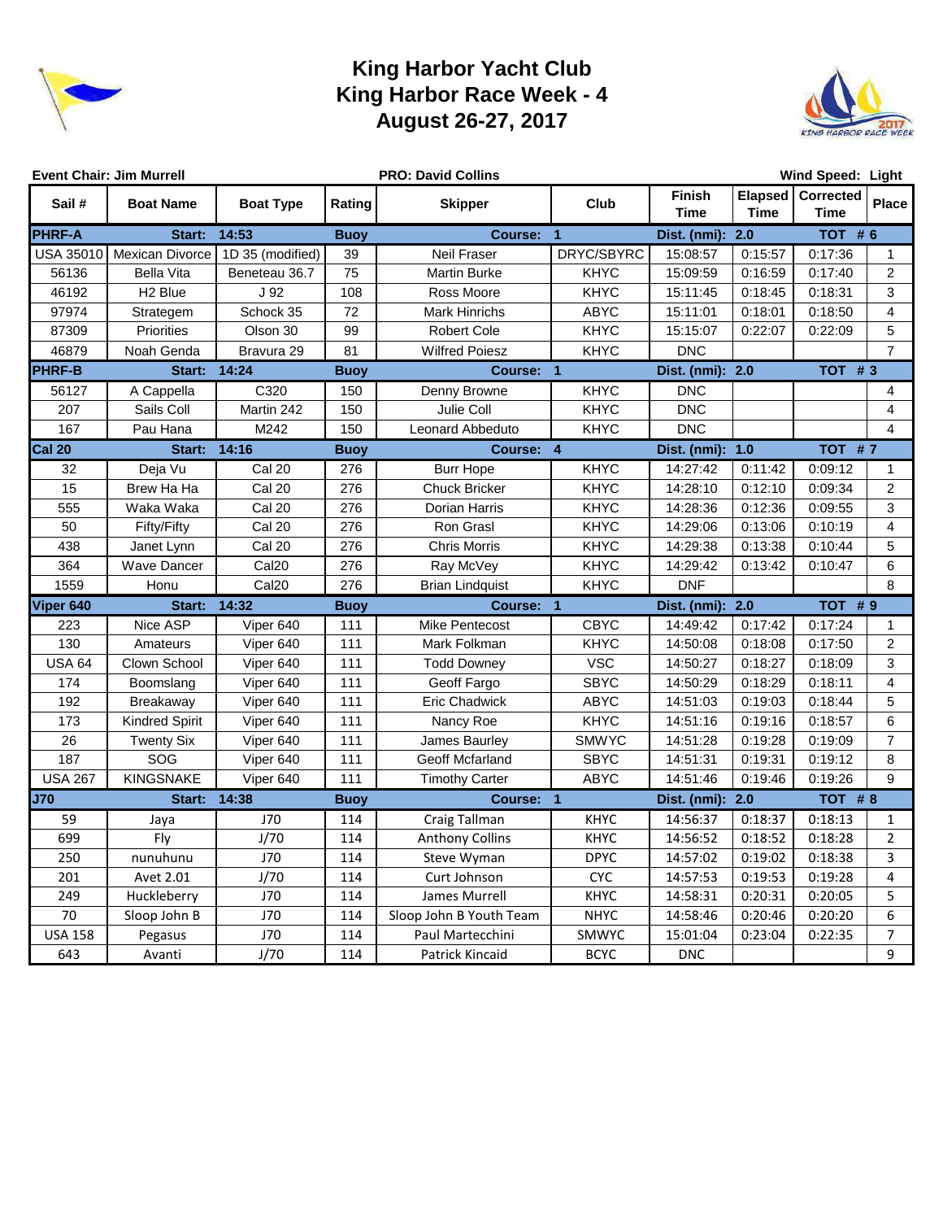# King Harbor Yacht Club
# King Harbor Race Week - 4
# August 26-27, 2017

**Event Chair: Jim Murrell** | **PRO: David Collins** | **Wind Speed: Light**

| Sail # | Boat Name | Boat Type | Rating | Skipper | Club | Finish Time | Elapsed Time | Corrected Time | Place |
|---|---|---|---|---|---|---|---|---|---|
| **PHRF-A** | **Start:** | **14:53** | **Buoy** | **Course:** | **1** | **Dist. (nmi):** | **2.0** | **TOT # 6** | |
| USA 35010 | Mexican Divorce | 1D 35 (modified) | 39 | Neil Fraser | DRYC/SBYRC | 15:08:57 | 0:15:57 | 0:17:36 | 1 |
| 56136 | Bella Vita | Beneteau 36.7 | 75 | Martin Burke | KHYC | 15:09:59 | 0:16:59 | 0:17:40 | 2 |
| 46192 | H2 Blue | J 92 | 108 | Ross Moore | KHYC | 15:11:45 | 0:18:45 | 0:18:31 | 3 |
| 97974 | Strategem | Schock 35 | 72 | Mark Hinrichs | ABYC | 15:11:01 | 0:18:01 | 0:18:50 | 4 |
| 87309 | Priorities | Olson 30 | 99 | Robert Cole | KHYC | 15:15:07 | 0:22:07 | 0:22:09 | 5 |
| 46879 | Noah Genda | Bravura 29 | 81 | Wilfred Poiesz | KHYC | DNC | | | 7 |
| **PHRF-B** | **Start:** | **14:24** | **Buoy** | **Course:** | **1** | **Dist. (nmi):** | **2.0** | **TOT # 3** | |
| 56127 | A Cappella | C320 | 150 | Denny Browne | KHYC | DNC | | | 4 |
| 207 | Sails Coll | Martin 242 | 150 | Julie Coll | KHYC | DNC | | | 4 |
| 167 | Pau Hana | M242 | 150 | Leonard Abbeduto | KHYC | DNC | | | 4 |
| **Cal 20** | **Start:** | **14:16** | **Buoy** | **Course:** | **4** | **Dist. (nmi):** | **1.0** | **TOT # 7** | |
| 32 | Deja Vu | Cal 20 | 276 | Burr Hope | KHYC | 14:27:42 | 0:11:42 | 0:09:12 | 1 |
| 15 | Brew Ha Ha | Cal 20 | 276 | Chuck Bricker | KHYC | 14:28:10 | 0:12:10 | 0:09:34 | 2 |
| 555 | Waka Waka | Cal 20 | 276 | Dorian Harris | KHYC | 14:28:36 | 0:12:36 | 0:09:55 | 3 |
| 50 | Fifty/Fifty | Cal 20 | 276 | Ron Grasl | KHYC | 14:29:06 | 0:13:06 | 0:10:19 | 4 |
| 438 | Janet Lynn | Cal 20 | 276 | Chris Morris | KHYC | 14:29:38 | 0:13:38 | 0:10:44 | 5 |
| 364 | Wave Dancer | Cal20 | 276 | Ray McVey | KHYC | 14:29:42 | 0:13:42 | 0:10:47 | 6 |
| 1559 | Honu | Cal20 | 276 | Brian Lindquist | KHYC | DNF | | | 8 |
| **Viper 640** | **Start:** | **14:32** | **Buoy** | **Course:** | **1** | **Dist. (nmi):** | **2.0** | **TOT # 9** | |
| 223 | Nice ASP | Viper 640 | 111 | Mike Pentecost | CBYC | 14:49:42 | 0:17:42 | 0:17:24 | 1 |
| 130 | Amateurs | Viper 640 | 111 | Mark Folkman | KHYC | 14:50:08 | 0:18:08 | 0:17:50 | 2 |
| USA 64 | Clown School | Viper 640 | 111 | Todd Downey | VSC | 14:50:27 | 0:18:27 | 0:18:09 | 3 |
| 174 | Boomslang | Viper 640 | 111 | Geoff Fargo | SBYC | 14:50:29 | 0:18:29 | 0:18:11 | 4 |
| 192 | Breakaway | Viper 640 | 111 | Eric Chadwick | ABYC | 14:51:03 | 0:19:03 | 0:18:44 | 5 |
| 173 | Kindred Spirit | Viper 640 | 111 | Nancy Roe | KHYC | 14:51:16 | 0:19:16 | 0:18:57 | 6 |
| 26 | Twenty Six | Viper 640 | 111 | James Baurley | SMWYC | 14:51:28 | 0:19:28 | 0:19:09 | 7 |
| 187 | SOG | Viper 640 | 111 | Geoff Mcfarland | SBYC | 14:51:31 | 0:19:31 | 0:19:12 | 8 |
| USA 267 | KINGSNAKE | Viper 640 | 111 | Timothy Carter | ABYC | 14:51:46 | 0:19:46 | 0:19:26 | 9 |
| **J70** | **Start:** | **14:38** | **Buoy** | **Course:** | **1** | **Dist. (nmi):** | **2.0** | **TOT # 8** | |
| 59 | Jaya | J70 | 114 | Craig Tallman | KHYC | 14:56:37 | 0:18:37 | 0:18:13 | 1 |
| 699 | Fly | J/70 | 114 | Anthony Collins | KHYC | 14:56:52 | 0:18:52 | 0:18:28 | 2 |
| 250 | nunuhunu | J70 | 114 | Steve Wyman | DPYC | 14:57:02 | 0:19:02 | 0:18:38 | 3 |
| 201 | Avet 2.01 | J/70 | 114 | Curt Johnson | CYC | 14:57:53 | 0:19:53 | 0:19:28 | 4 |
| 249 | Huckleberry | J70 | 114 | James Murrell | KHYC | 14:58:31 | 0:20:31 | 0:20:05 | 5 |
| 70 | Sloop John B | J70 | 114 | Sloop John B Youth Team | NHYC | 14:58:46 | 0:20:46 | 0:20:20 | 6 |
| USA 158 | Pegasus | J70 | 114 | Paul Martecchini | SMWYC | 15:01:04 | 0:23:04 | 0:22:35 | 7 |
| 643 | Avanti | J/70 | 114 | Patrick Kincaid | BCYC | DNC | | | 9 |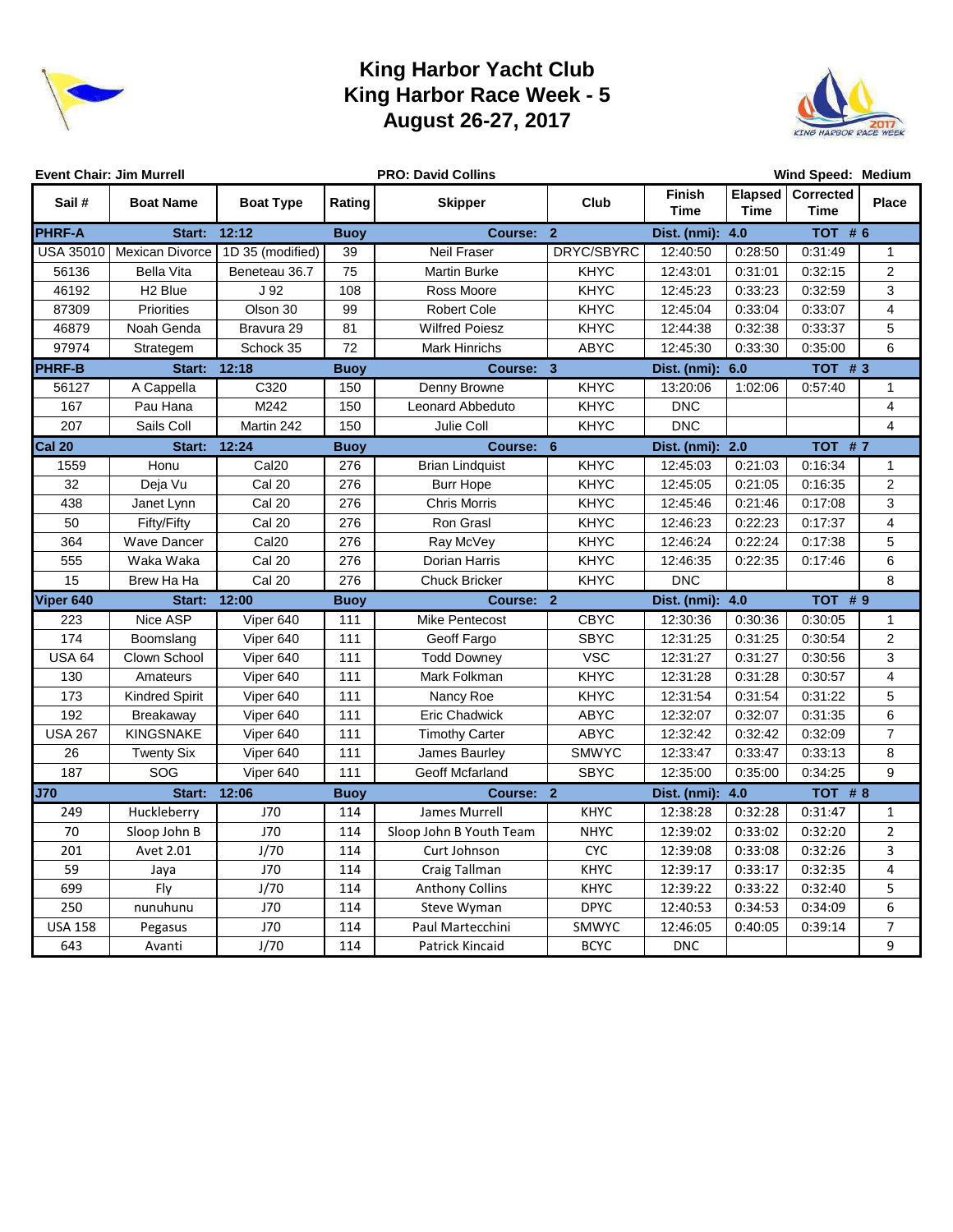# King Harbor Yacht Club
# King Harbor Race Week - 5
# August 26-27, 2017

**Event Chair: Jim Murrell** | **PRO: David Collins** | **Wind Speed: Medium**

| Sail # | Boat Name | Boat Type | Rating | Skipper | Club | Finish Time | Elapsed Time | Corrected Time | Place |
|---|---|---|---|---|---|---|---|---|---|
| **PHRF-A** | **Start:** | **12:12** | **Buoy** | **Course:** | **2** | **Dist. (nmi):** | **4.0** | **TOT # 6** | |
| USA 35010 | Mexican Divorce | 1D 35 (modified) | 39 | Neil Fraser | DRYC/SBYRC | 12:40:50 | 0:28:50 | 0:31:49 | 1 |
| 56136 | Bella Vita | Beneteau 36.7 | 75 | Martin Burke | KHYC | 12:43:01 | 0:31:01 | 0:32:15 | 2 |
| 46192 | H2 Blue | J 92 | 108 | Ross Moore | KHYC | 12:45:23 | 0:33:23 | 0:32:59 | 3 |
| 87309 | Priorities | Olson 30 | 99 | Robert Cole | KHYC | 12:45:04 | 0:33:04 | 0:33:07 | 4 |
| 46879 | Noah Genda | Bravura 29 | 81 | Wilfred Poiesz | KHYC | 12:44:38 | 0:32:38 | 0:33:37 | 5 |
| 97974 | Strategem | Schock 35 | 72 | Mark Hinrichs | ABYC | 12:45:30 | 0:33:30 | 0:35:00 | 6 |
| **PHRF-B** | **Start:** | **12:18** | **Buoy** | **Course:** | **3** | **Dist. (nmi):** | **6.0** | **TOT # 3** | |
| 56127 | A Cappella | C320 | 150 | Denny Browne | KHYC | 13:20:06 | 1:02:06 | 0:57:40 | 1 |
| 167 | Pau Hana | M242 | 150 | Leonard Abbeduto | KHYC | DNC | | | 4 |
| 207 | Sails Coll | Martin 242 | 150 | Julie Coll | KHYC | DNC | | | 4 |
| **Cal 20** | **Start:** | **12:24** | **Buoy** | **Course:** | **6** | **Dist. (nmi):** | **2.0** | **TOT # 7** | |
| 1559 | Honu | Cal20 | 276 | Brian Lindquist | KHYC | 12:45:03 | 0:21:03 | 0:16:34 | 1 |
| 32 | Deja Vu | Cal 20 | 276 | Burr Hope | KHYC | 12:45:05 | 0:21:05 | 0:16:35 | 2 |
| 438 | Janet Lynn | Cal 20 | 276 | Chris Morris | KHYC | 12:45:46 | 0:21:46 | 0:17:08 | 3 |
| 50 | Fifty/Fifty | Cal 20 | 276 | Ron Grasl | KHYC | 12:46:23 | 0:22:23 | 0:17:37 | 4 |
| 364 | Wave Dancer | Cal20 | 276 | Ray McVey | KHYC | 12:46:24 | 0:22:24 | 0:17:38 | 5 |
| 555 | Waka Waka | Cal 20 | 276 | Dorian Harris | KHYC | 12:46:35 | 0:22:35 | 0:17:46 | 6 |
| 15 | Brew Ha Ha | Cal 20 | 276 | Chuck Bricker | KHYC | DNC | | | 8 |
| **Viper 640** | **Start:** | **12:00** | **Buoy** | **Course:** | **2** | **Dist. (nmi):** | **4.0** | **TOT # 9** | |
| 223 | Nice ASP | Viper 640 | 111 | Mike Pentecost | CBYC | 12:30:36 | 0:30:36 | 0:30:05 | 1 |
| 174 | Boomslang | Viper 640 | 111 | Geoff Fargo | SBYC | 12:31:25 | 0:31:25 | 0:30:54 | 2 |
| USA 64 | Clown School | Viper 640 | 111 | Todd Downey | VSC | 12:31:27 | 0:31:27 | 0:30:56 | 3 |
| 130 | Amateurs | Viper 640 | 111 | Mark Folkman | KHYC | 12:31:28 | 0:31:28 | 0:30:57 | 4 |
| 173 | Kindred Spirit | Viper 640 | 111 | Nancy Roe | KHYC | 12:31:54 | 0:31:54 | 0:31:22 | 5 |
| 192 | Breakaway | Viper 640 | 111 | Eric Chadwick | ABYC | 12:32:07 | 0:32:07 | 0:31:35 | 6 |
| USA 267 | KINGSNAKE | Viper 640 | 111 | Timothy Carter | ABYC | 12:32:42 | 0:32:42 | 0:32:09 | 7 |
| 26 | Twenty Six | Viper 640 | 111 | James Baurley | SMWYC | 12:33:47 | 0:33:47 | 0:33:13 | 8 |
| 187 | SOG | Viper 640 | 111 | Geoff Mcfarland | SBYC | 12:35:00 | 0:35:00 | 0:34:25 | 9 |
| **J70** | **Start:** | **12:06** | **Buoy** | **Course:** | **2** | **Dist. (nmi):** | **4.0** | **TOT # 8** | |
| 249 | Huckleberry | J70 | 114 | James Murrell | KHYC | 12:38:28 | 0:32:28 | 0:31:47 | 1 |
| 70 | Sloop John B | J70 | 114 | Sloop John B Youth Team | NHYC | 12:39:02 | 0:33:02 | 0:32:20 | 2 |
| 201 | Avet 2.01 | J/70 | 114 | Curt Johnson | CYC | 12:39:08 | 0:33:08 | 0:32:26 | 3 |
| 59 | Jaya | J70 | 114 | Craig Tallman | KHYC | 12:39:17 | 0:33:17 | 0:32:35 | 4 |
| 699 | Fly | J/70 | 114 | Anthony Collins | KHYC | 12:39:22 | 0:33:22 | 0:32:40 | 5 |
| 250 | nunuhunu | J70 | 114 | Steve Wyman | DPYC | 12:40:53 | 0:34:53 | 0:34:09 | 6 |
| USA 158 | Pegasus | J70 | 114 | Paul Martecchini | SMWYC | 12:46:05 | 0:40:05 | 0:39:14 | 7 |
| 643 | Avanti | J/70 | 114 | Patrick Kincaid | BCYC | DNC | | | 9 |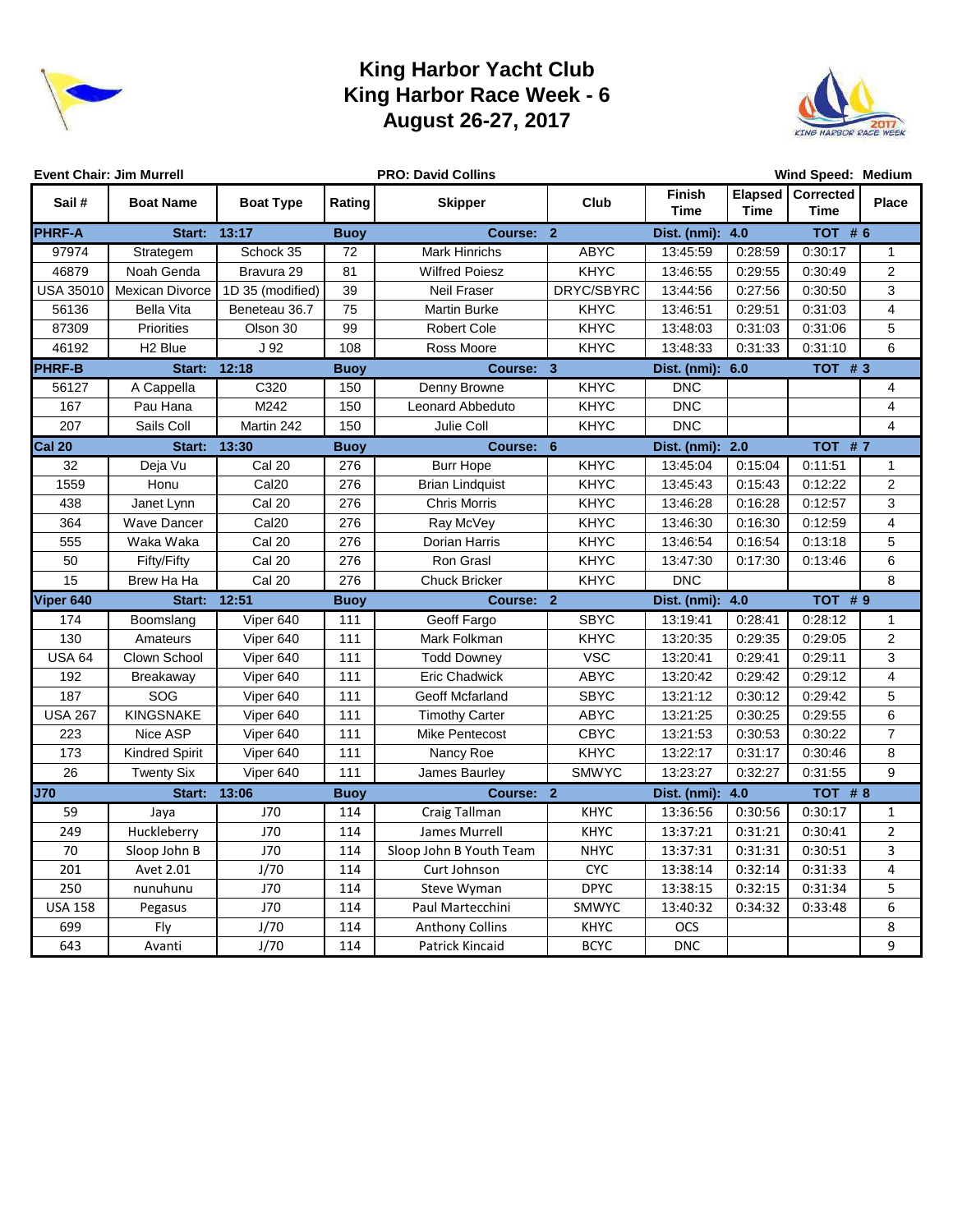# King Harbor Yacht Club
## King Harbor Race Week - 6
## August 26-27, 2017

**Event Chair: Jim Murrell** | **PRO: David Collins** | **Wind Speed: Medium**

| Sail # | Boat Name | Boat Type | Rating | Skipper | Club | Finish Time | Elapsed Time | Corrected Time | Place |
|---|---|---|---|---|---|---|---|---|---|
| **PHRF-A** | **Start:** | **13:17** | **Buoy** | **Course:** | **2** | **Dist. (nmi):** | **4.0** | **TOT # 6** | |
| 97974 | Strategem | Schock 35 | 72 | Mark Hinrichs | ABYC | 13:45:59 | 0:28:59 | 0:30:17 | 1 |
| 46879 | Noah Genda | Bravura 29 | 81 | Wilfred Poiesz | KHYC | 13:46:55 | 0:29:55 | 0:30:49 | 2 |
| USA 35010 | Mexican Divorce | 1D 35 (modified) | 39 | Neil Fraser | DRYC/SBYRC | 13:44:56 | 0:27:56 | 0:30:50 | 3 |
| 56136 | Bella Vita | Beneteau 36.7 | 75 | Martin Burke | KHYC | 13:46:51 | 0:29:51 | 0:31:03 | 4 |
| 87309 | Priorities | Olson 30 | 99 | Robert Cole | KHYC | 13:48:03 | 0:31:03 | 0:31:06 | 5 |
| 46192 | H2 Blue | J 92 | 108 | Ross Moore | KHYC | 13:48:33 | 0:31:33 | 0:31:10 | 6 |
| **PHRF-B** | **Start:** | **12:18** | **Buoy** | **Course:** | **3** | **Dist. (nmi):** | **6.0** | **TOT # 3** | |
| 56127 | A Cappella | C320 | 150 | Denny Browne | KHYC | DNC | | | 4 |
| 167 | Pau Hana | M242 | 150 | Leonard Abbeduto | KHYC | DNC | | | 4 |
| 207 | Sails Coll | Martin 242 | 150 | Julie Coll | KHYC | DNC | | | 4 |
| **Cal 20** | **Start:** | **13:30** | **Buoy** | **Course:** | **6** | **Dist. (nmi):** | **2.0** | **TOT # 7** | |
| 32 | Deja Vu | Cal 20 | 276 | Burr Hope | KHYC | 13:45:04 | 0:15:04 | 0:11:51 | 1 |
| 1559 | Honu | Cal20 | 276 | Brian Lindquist | KHYC | 13:45:43 | 0:15:43 | 0:12:22 | 2 |
| 438 | Janet Lynn | Cal 20 | 276 | Chris Morris | KHYC | 13:46:28 | 0:16:28 | 0:12:57 | 3 |
| 364 | Wave Dancer | Cal20 | 276 | Ray McVey | KHYC | 13:46:30 | 0:16:30 | 0:12:59 | 4 |
| 555 | Waka Waka | Cal 20 | 276 | Dorian Harris | KHYC | 13:46:54 | 0:16:54 | 0:13:18 | 5 |
| 50 | Fifty/Fifty | Cal 20 | 276 | Ron Grasl | KHYC | 13:47:30 | 0:17:30 | 0:13:46 | 6 |
| 15 | Brew Ha Ha | Cal 20 | 276 | Chuck Bricker | KHYC | DNC | | | 8 |
| **Viper 640** | **Start:** | **12:51** | **Buoy** | **Course:** | **2** | **Dist. (nmi):** | **4.0** | **TOT # 9** | |
| 174 | Boomslang | Viper 640 | 111 | Geoff Fargo | SBYC | 13:19:41 | 0:28:41 | 0:28:12 | 1 |
| 130 | Amateurs | Viper 640 | 111 | Mark Folkman | KHYC | 13:20:35 | 0:29:35 | 0:29:05 | 2 |
| USA 64 | Clown School | Viper 640 | 111 | Todd Downey | VSC | 13:20:41 | 0:29:41 | 0:29:11 | 3 |
| 192 | Breakaway | Viper 640 | 111 | Eric Chadwick | ABYC | 13:20:42 | 0:29:42 | 0:29:12 | 4 |
| 187 | SOG | Viper 640 | 111 | Geoff Mcfarland | SBYC | 13:21:12 | 0:30:12 | 0:29:42 | 5 |
| USA 267 | KINGSNAKE | Viper 640 | 111 | Timothy Carter | ABYC | 13:21:25 | 0:30:25 | 0:29:55 | 6 |
| 223 | Nice ASP | Viper 640 | 111 | Mike Pentecost | CBYC | 13:21:53 | 0:30:53 | 0:30:22 | 7 |
| 173 | Kindred Spirit | Viper 640 | 111 | Nancy Roe | KHYC | 13:22:17 | 0:31:17 | 0:30:46 | 8 |
| 26 | Twenty Six | Viper 640 | 111 | James Baurley | SMWYC | 13:23:27 | 0:32:27 | 0:31:55 | 9 |
| **J70** | **Start:** | **13:06** | **Buoy** | **Course:** | **2** | **Dist. (nmi):** | **4.0** | **TOT # 8** | |
| 59 | Jaya | J70 | 114 | Craig Tallman | KHYC | 13:36:56 | 0:30:56 | 0:30:17 | 1 |
| 249 | Huckleberry | J70 | 114 | James Murrell | KHYC | 13:37:21 | 0:31:21 | 0:30:41 | 2 |
| 70 | Sloop John B | J70 | 114 | Sloop John B Youth Team | NHYC | 13:37:31 | 0:31:31 | 0:30:51 | 3 |
| 201 | Avet 2.01 | J/70 | 114 | Curt Johnson | CYC | 13:38:14 | 0:32:14 | 0:31:33 | 4 |
| 250 | nunuhunu | J70 | 114 | Steve Wyman | DPYC | 13:38:15 | 0:32:15 | 0:31:34 | 5 |
| USA 158 | Pegasus | J70 | 114 | Paul Martecchini | SMWYC | 13:40:32 | 0:34:32 | 0:33:48 | 6 |
| 699 | Fly | J/70 | 114 | Anthony Collins | KHYC | OCS | | | 8 |
| 643 | Avanti | J/70 | 114 | Patrick Kincaid | BCYC | DNC | | | 9 |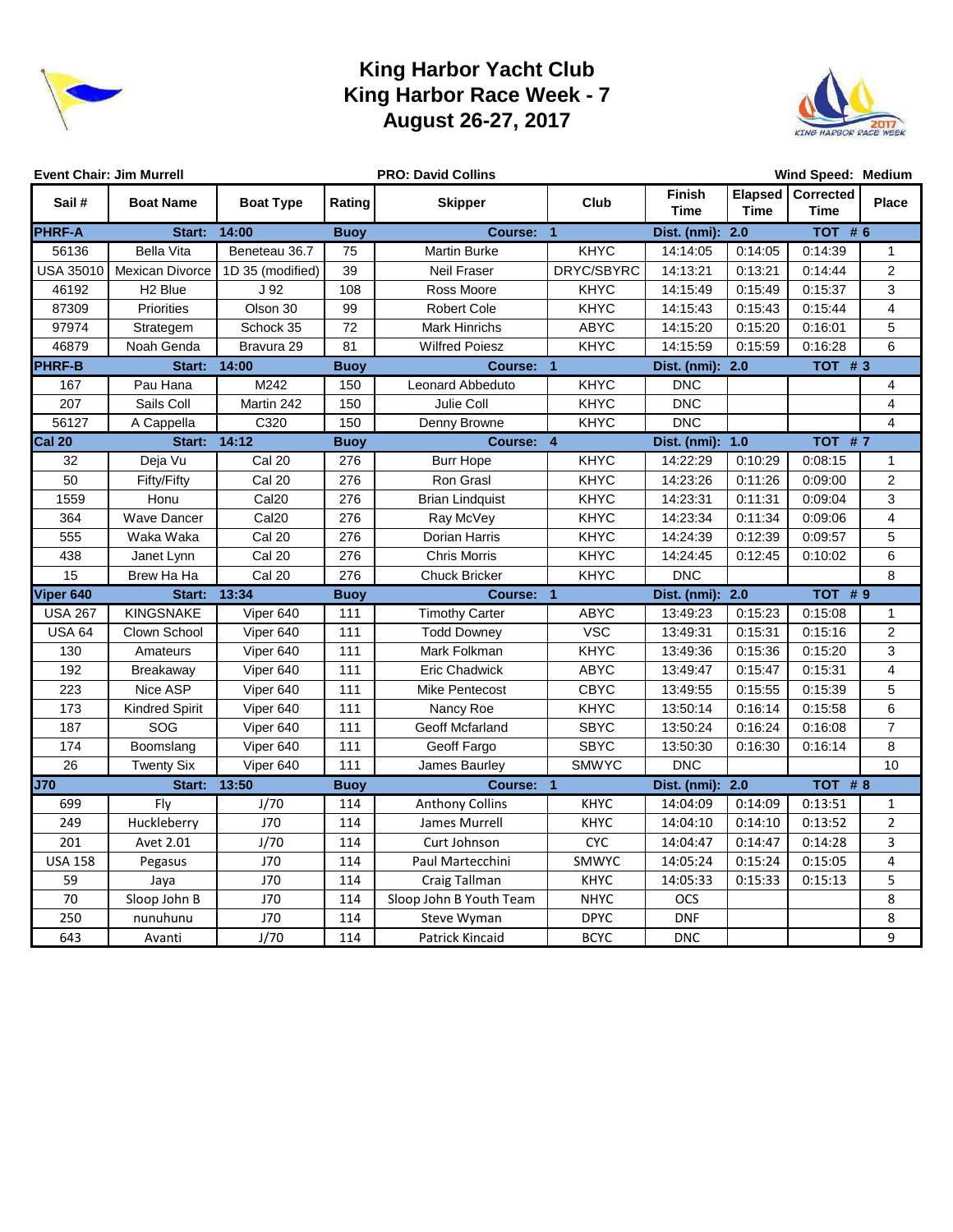# King Harbor Yacht Club
# King Harbor Race Week - 7
# August 26-27, 2017

**Event Chair: Jim Murrell** | **PRO: David Collins** | **Wind Speed: Medium**

| Sail # | Boat Name | Boat Type | Rating | Skipper | Club | Finish Time | Elapsed Time | Corrected Time | Place |
|---|---|---|---|---|---|---|---|---|---|
| **PHRF-A** | **Start: 14:00** | | **Buoy** | **Course: 1** | | **Dist. (nmi): 2.0** | | **TOT # 6** | |
| 56136 | Bella Vita | Beneteau 36.7 | 75 | Martin Burke | KHYC | 14:14:05 | 0:14:05 | 0:14:39 | 1 |
| USA 35010 | Mexican Divorce | 1D 35 (modified) | 39 | Neil Fraser | DRYC/SBYRC | 14:13:21 | 0:13:21 | 0:14:44 | 2 |
| 46192 | H2 Blue | J 92 | 108 | Ross Moore | KHYC | 14:15:49 | 0:15:49 | 0:15:37 | 3 |
| 87309 | Priorities | Olson 30 | 99 | Robert Cole | KHYC | 14:15:43 | 0:15:43 | 0:15:44 | 4 |
| 97974 | Strategem | Schock 35 | 72 | Mark Hinrichs | ABYC | 14:15:20 | 0:15:20 | 0:16:01 | 5 |
| 46879 | Noah Genda | Bravura 29 | 81 | Wilfred Poiesz | KHYC | 14:15:59 | 0:15:59 | 0:16:28 | 6 |
| **PHRF-B** | **Start: 14:00** | | **Buoy** | **Course: 1** | | **Dist. (nmi): 2.0** | | **TOT # 3** | |
| 167 | Pau Hana | M242 | 150 | Leonard Abbeduto | KHYC | DNC | | | 4 |
| 207 | Sails Coll | Martin 242 | 150 | Julie Coll | KHYC | DNC | | | 4 |
| 56127 | A Cappella | C320 | 150 | Denny Browne | KHYC | DNC | | | 4 |
| **Cal 20** | **Start: 14:12** | | **Buoy** | **Course: 4** | | **Dist. (nmi): 1.0** | | **TOT # 7** | |
| 32 | Deja Vu | Cal 20 | 276 | Burr Hope | KHYC | 14:22:29 | 0:10:29 | 0:08:15 | 1 |
| 50 | Fifty/Fifty | Cal 20 | 276 | Ron Grasl | KHYC | 14:23:26 | 0:11:26 | 0:09:00 | 2 |
| 1559 | Honu | Cal20 | 276 | Brian Lindquist | KHYC | 14:23:31 | 0:11:31 | 0:09:04 | 3 |
| 364 | Wave Dancer | Cal20 | 276 | Ray McVey | KHYC | 14:23:34 | 0:11:34 | 0:09:06 | 4 |
| 555 | Waka Waka | Cal 20 | 276 | Dorian Harris | KHYC | 14:24:39 | 0:12:39 | 0:09:57 | 5 |
| 438 | Janet Lynn | Cal 20 | 276 | Chris Morris | KHYC | 14:24:45 | 0:12:45 | 0:10:02 | 6 |
| 15 | Brew Ha Ha | Cal 20 | 276 | Chuck Bricker | KHYC | DNC | | | 8 |
| **Viper 640** | **Start: 13:34** | | **Buoy** | **Course: 1** | | **Dist. (nmi): 2.0** | | **TOT # 9** | |
| USA 267 | KINGSNAKE | Viper 640 | 111 | Timothy Carter | ABYC | 13:49:23 | 0:15:23 | 0:15:08 | 1 |
| USA 64 | Clown School | Viper 640 | 111 | Todd Downey | VSC | 13:49:31 | 0:15:31 | 0:15:16 | 2 |
| 130 | Amateurs | Viper 640 | 111 | Mark Folkman | KHYC | 13:49:36 | 0:15:36 | 0:15:20 | 3 |
| 192 | Breakaway | Viper 640 | 111 | Eric Chadwick | ABYC | 13:49:47 | 0:15:47 | 0:15:31 | 4 |
| 223 | Nice ASP | Viper 640 | 111 | Mike Pentecost | CBYC | 13:49:55 | 0:15:55 | 0:15:39 | 5 |
| 173 | Kindred Spirit | Viper 640 | 111 | Nancy Roe | KHYC | 13:50:14 | 0:16:14 | 0:15:58 | 6 |
| 187 | SOG | Viper 640 | 111 | Geoff Mcfarland | SBYC | 13:50:24 | 0:16:24 | 0:16:08 | 7 |
| 174 | Boomslang | Viper 640 | 111 | Geoff Fargo | SBYC | 13:50:30 | 0:16:30 | 0:16:14 | 8 |
| 26 | Twenty Six | Viper 640 | 111 | James Baurley | SMWYC | DNC | | | 10 |
| **J70** | **Start: 13:50** | | **Buoy** | **Course: 1** | | **Dist. (nmi): 2.0** | | **TOT # 8** | |
| 699 | Fly | J/70 | 114 | Anthony Collins | KHYC | 14:04:09 | 0:14:09 | 0:13:51 | 1 |
| 249 | Huckleberry | J70 | 114 | James Murrell | KHYC | 14:04:10 | 0:14:10 | 0:13:52 | 2 |
| 201 | Avet 2.01 | J/70 | 114 | Curt Johnson | CYC | 14:04:47 | 0:14:47 | 0:14:28 | 3 |
| USA 158 | Pegasus | J70 | 114 | Paul Martecchini | SMWYC | 14:05:24 | 0:15:24 | 0:15:05 | 4 |
| 59 | Jaya | J70 | 114 | Craig Tallman | KHYC | 14:05:33 | 0:15:33 | 0:15:13 | 5 |
| 70 | Sloop John B | J70 | 114 | Sloop John B Youth Team | NHYC | OCS | | | 8 |
| 250 | nunuhunu | J70 | 114 | Steve Wyman | DPYC | DNF | | | 8 |
| 643 | Avanti | J/70 | 114 | Patrick Kincaid | BCYC | DNC | | | 9 |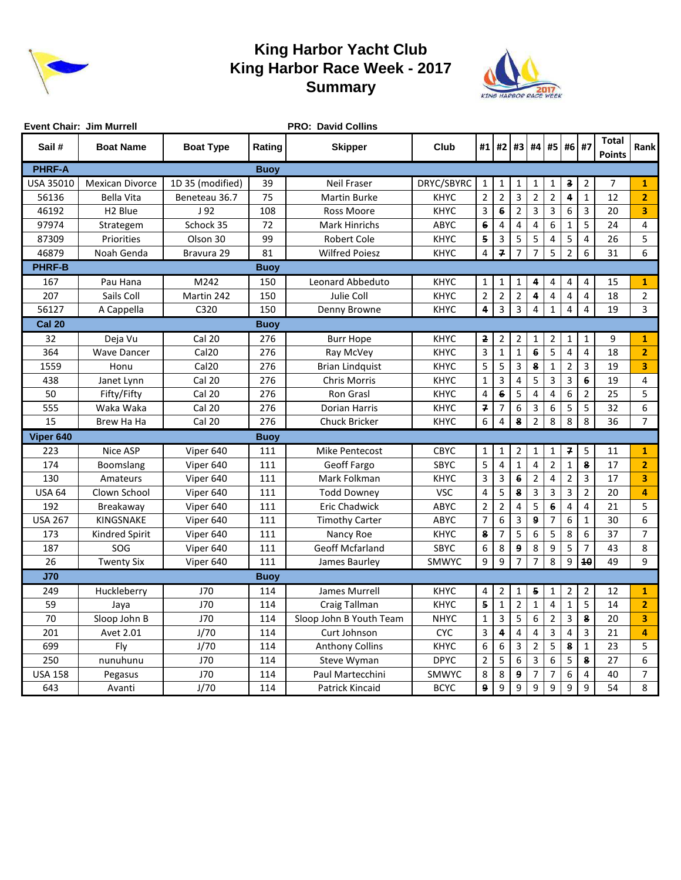# King Harbor Yacht Club
# King Harbor Race Week - 2017
# Summary

**Event Chair: Jim Murrell** **PRO: David Collins**

| Sail # | Boat Name | Boat Type | Rating | Skipper | Club | #1 | #2 | #3 | #4 | #5 | #6 | #7 | Total Points | Rank |
|---|---|---|---|---|---|---|---|---|---|---|---|---|---|---|
| **PHRF-A** | | | **Buoy** | | | | | | | | | | | |
| USA 35010 | Mexican Divorce | 1D 35 (modified) | 39 | Neil Fraser | DRYC/SBYRC | 1 | 1 | 1 | 1 | 1 | ~~3~~ | 2 | 7 | 1 |
| 56136 | Bella Vita | Beneteau 36.7 | 75 | Martin Burke | KHYC | 2 | 2 | 3 | 2 | 2 | ~~4~~ | 1 | 12 | 2 |
| 46192 | H2 Blue | J 92 | 108 | Ross Moore | KHYC | 3 | ~~6~~ | 2 | 3 | 3 | 6 | 3 | 20 | 3 |
| 97974 | Strategem | Schock 35 | 72 | Mark Hinrichs | ABYC | ~~6~~ | 4 | 4 | 4 | 6 | 1 | 5 | 24 | 4 |
| 87309 | Priorities | Olson 30 | 99 | Robert Cole | KHYC | ~~5~~ | 3 | 5 | 5 | 4 | 5 | 4 | 26 | 5 |
| 46879 | Noah Genda | Bravura 29 | 81 | Wilfred Poiesz | KHYC | 4 | ~~7~~ | 7 | 7 | 5 | 2 | 6 | 31 | 6 |
| **PHRF-B** | | | **Buoy** | | | | | | | | | | | |
| 167 | Pau Hana | M242 | 150 | Leonard Abbeduto | KHYC | 1 | 1 | 1 | ~~4~~ | 4 | 4 | 4 | 15 | 1 |
| 207 | Sails Coll | Martin 242 | 150 | Julie Coll | KHYC | 2 | 2 | 2 | ~~4~~ | 4 | 4 | 4 | 18 | 2 |
| 56127 | A Cappella | C320 | 150 | Denny Browne | KHYC | ~~4~~ | 3 | 3 | 4 | 1 | 4 | 4 | 19 | 3 |
| **Cal 20** | | | **Buoy** | | | | | | | | | | | |
| 32 | Deja Vu | Cal 20 | 276 | Burr Hope | KHYC | ~~2~~ | 2 | 2 | 1 | 2 | 1 | 1 | 9 | 1 |
| 364 | Wave Dancer | Cal20 | 276 | Ray McVey | KHYC | 3 | 1 | 1 | ~~6~~ | 5 | 4 | 4 | 18 | 2 |
| 1559 | Honu | Cal20 | 276 | Brian Lindquist | KHYC | 5 | 5 | 3 | ~~8~~ | 1 | 2 | 3 | 19 | 3 |
| 438 | Janet Lynn | Cal 20 | 276 | Chris Morris | KHYC | 1 | 3 | 4 | 5 | 3 | 3 | ~~6~~ | 19 | 4 |
| 50 | Fifty/Fifty | Cal 20 | 276 | Ron Grasl | KHYC | 4 | ~~6~~ | 5 | 4 | 4 | 6 | 2 | 25 | 5 |
| 555 | Waka Waka | Cal 20 | 276 | Dorian Harris | KHYC | ~~7~~ | 7 | 6 | 3 | 6 | 5 | 5 | 32 | 6 |
| 15 | Brew Ha Ha | Cal 20 | 276 | Chuck Bricker | KHYC | 6 | 4 | ~~8~~ | 2 | 8 | 8 | 8 | 36 | 7 |
| **Viper 640** | | | **Buoy** | | | | | | | | | | | |
| 223 | Nice ASP | Viper 640 | 111 | Mike Pentecost | CBYC | 1 | 1 | 2 | 1 | 1 | ~~7~~ | 5 | 11 | 1 |
| 174 | Boomslang | Viper 640 | 111 | Geoff Fargo | SBYC | 5 | 4 | 1 | 4 | 2 | 1 | ~~8~~ | 17 | 2 |
| 130 | Amateurs | Viper 640 | 111 | Mark Folkman | KHYC | 3 | 3 | ~~6~~ | 2 | 4 | 2 | 3 | 17 | 3 |
| USA 64 | Clown School | Viper 640 | 111 | Todd Downey | VSC | 4 | 5 | ~~8~~ | 3 | 3 | 3 | 2 | 20 | 4 |
| 192 | Breakaway | Viper 640 | 111 | Eric Chadwick | ABYC | 2 | 2 | 4 | 5 | ~~6~~ | 4 | 4 | 21 | 5 |
| USA 267 | KINGSNAKE | Viper 640 | 111 | Timothy Carter | ABYC | 7 | 6 | 3 | ~~9~~ | 7 | 6 | 1 | 30 | 6 |
| 173 | Kindred Spirit | Viper 640 | 111 | Nancy Roe | KHYC | ~~8~~ | 7 | 5 | 6 | 5 | 8 | 6 | 37 | 7 |
| 187 | SOG | Viper 640 | 111 | Geoff Mcfarland | SBYC | 6 | 8 | ~~9~~ | 8 | 9 | 5 | 7 | 43 | 8 |
| 26 | Twenty Six | Viper 640 | 111 | James Baurley | SMWYC | 9 | 9 | 7 | 7 | 8 | 9 | ~~10~~ | 49 | 9 |
| **J70** | | | **Buoy** | | | | | | | | | | | |
| 249 | Huckleberry | J70 | 114 | James Murrell | KHYC | 4 | 2 | 1 | ~~5~~ | 1 | 2 | 2 | 12 | 1 |
| 59 | Jaya | J70 | 114 | Craig Tallman | KHYC | ~~5~~ | 1 | 2 | 1 | 4 | 1 | 5 | 14 | 2 |
| 70 | Sloop John B | J70 | 114 | Sloop John B Youth Team | NHYC | 1 | 3 | 5 | 6 | 2 | 3 | ~~8~~ | 20 | 3 |
| 201 | Avet 2.01 | J/70 | 114 | Curt Johnson | CYC | 3 | ~~4~~ | 4 | 4 | 3 | 4 | 3 | 21 | 4 |
| 699 | Fly | J/70 | 114 | Anthony Collins | KHYC | 6 | 6 | 3 | 2 | 5 | ~~8~~ | 1 | 23 | 5 |
| 250 | nunuhunu | J70 | 114 | Steve Wyman | DPYC | 2 | 5 | 6 | 3 | 6 | 5 | ~~8~~ | 27 | 6 |
| USA 158 | Pegasus | J70 | 114 | Paul Martecchini | SMWYC | 8 | 8 | ~~9~~ | 7 | 7 | 6 | 4 | 40 | 7 |
| 643 | Avanti | J/70 | 114 | Patrick Kincaid | BCYC | ~~9~~ | 9 | 9 | 9 | 9 | 9 | 9 | 54 | 8 |